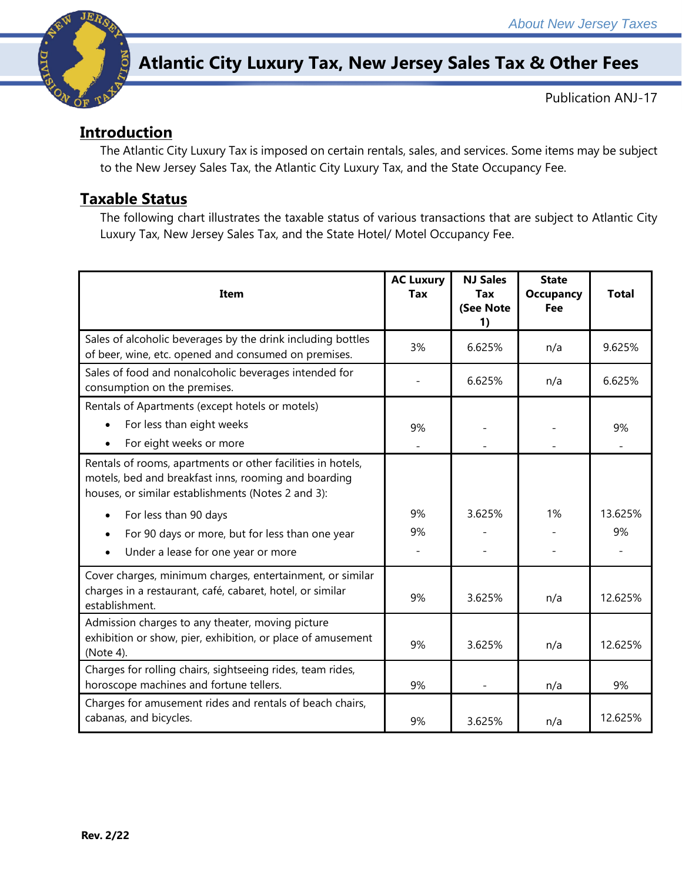# Atlantic City Luxury Tax, New Jersey Sales Tax & Other Fees

Publication ANJ-17

## Introduction

The Atlantic City Luxury Tax is imposed on certain rentals, sales, and services. Some items may be subject to the New Jersey Sales Tax, the Atlantic City Luxury Tax, and the State Occupancy Fee.

## Taxable Status

The following chart illustrates the taxable status of various transactions that are subject to Atlantic City Luxury Tax, New Jersey Sales Tax, and the State Hotel/ Motel Occupancy Fee.

| Item | AC Luxury Tax | NJ Sales Tax (See Note 1) | State Occupancy Fee | Total |
|---|---|---|---|---|
| Sales of alcoholic beverages by the drink including bottles of beer, wine, etc. opened and consumed on premises. | 3% | 6.625% | n/a | 9.625% |
| Sales of food and nonalcoholic beverages intended for consumption on the premises. | - | 6.625% | n/a | 6.625% |
| Rentals of Apartments (except hotels or motels) | | | | |
| • For less than eight weeks | 9% | - | - | 9% |
| • For eight weeks or more | - | - | - | - |
| Rentals of rooms, apartments or other facilities in hotels, motels, bed and breakfast inns, rooming and boarding houses, or similar establishments (Notes 2 and 3): | | | | |
| • For less than 90 days | 9% | 3.625% | 1% | 13.625% |
| • For 90 days or more, but for less than one year | 9% | - | - | 9% |
| • Under a lease for one year or more | - | - | - | - |
| Cover charges, minimum charges, entertainment, or similar charges in a restaurant, café, cabaret, hotel, or similar establishment. | 9% | 3.625% | n/a | 12.625% |
| Admission charges to any theater, moving picture exhibition or show, pier, exhibition, or place of amusement (Note 4). | 9% | 3.625% | n/a | 12.625% |
| Charges for rolling chairs, sightseeing rides, team rides, horoscope machines and fortune tellers. | 9% | - | n/a | 9% |
| Charges for amusement rides and rentals of beach chairs, cabanas, and bicycles. | 9% | 3.625% | n/a | 12.625% |

**Rev. 2/22**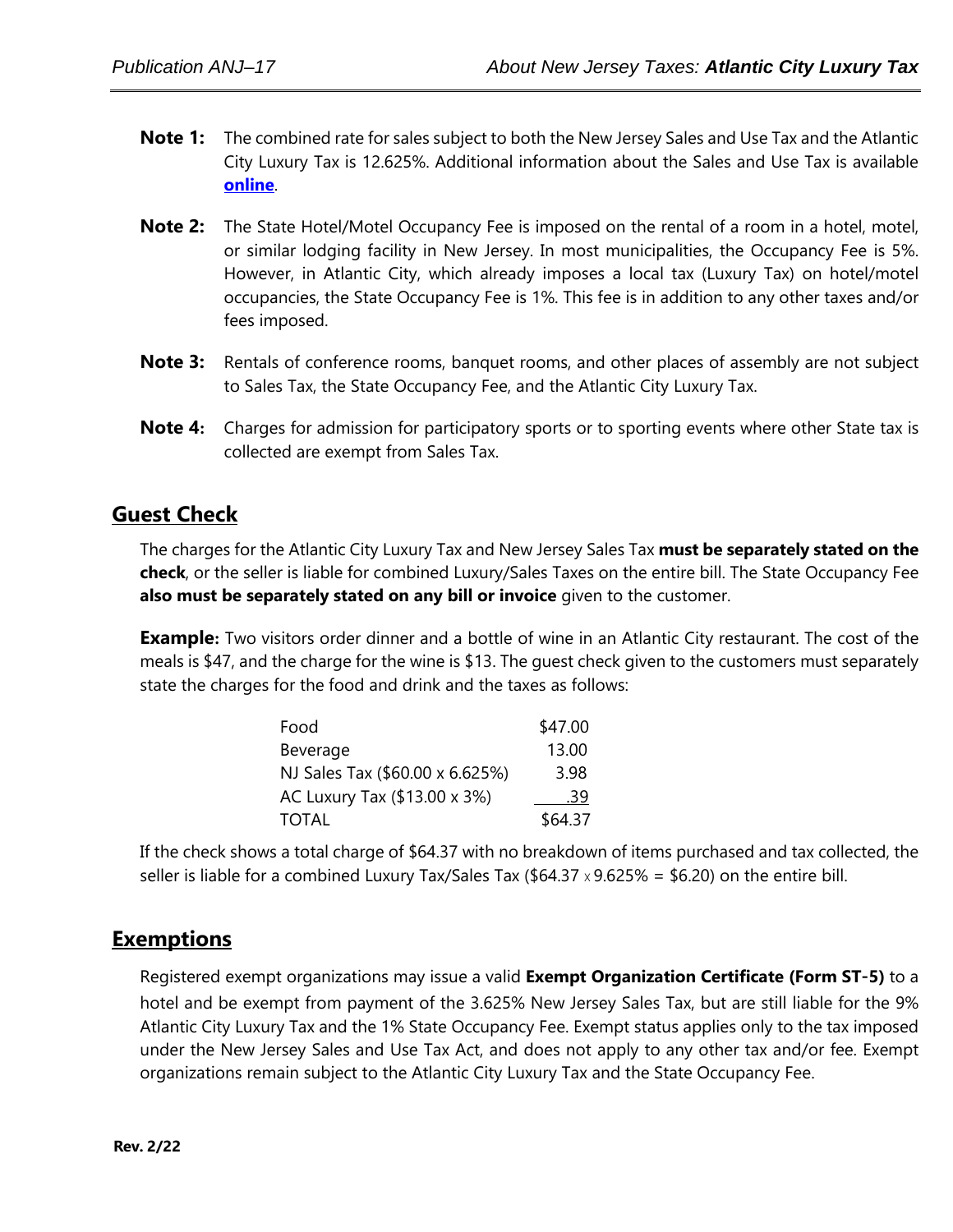**Note 1:** The combined rate for sales subject to both the New Jersey Sales and Use Tax and the Atlantic City Luxury Tax is 12.625%. Additional information about the Sales and Use Tax is available **online**.

**Note 2:** The State Hotel/Motel Occupancy Fee is imposed on the rental of a room in a hotel, motel, or similar lodging facility in New Jersey. In most municipalities, the Occupancy Fee is 5%. However, in Atlantic City, which already imposes a local tax (Luxury Tax) on hotel/motel occupancies, the State Occupancy Fee is 1%. This fee is in addition to any other taxes and/or fees imposed.

**Note 3:** Rentals of conference rooms, banquet rooms, and other places of assembly are not subject to Sales Tax, the State Occupancy Fee, and the Atlantic City Luxury Tax.

**Note 4:** Charges for admission for participatory sports or to sporting events where other State tax is collected are exempt from Sales Tax.

## Guest Check

The charges for the Atlantic City Luxury Tax and New Jersey Sales Tax **must be separately stated on the check**, or the seller is liable for combined Luxury/Sales Taxes on the entire bill. The State Occupancy Fee **also must be separately stated on any bill or invoice** given to the customer.

**Example:** Two visitors order dinner and a bottle of wine in an Atlantic City restaurant. The cost of the meals is $47, and the charge for the wine is $13. The guest check given to the customers must separately state the charges for the food and drink and the taxes as follows:

| | |
|---|---|
| Food | $47.00 |
| Beverage | 13.00 |
| NJ Sales Tax ($60.00 x 6.625%) | 3.98 |
| AC Luxury Tax ($13.00 x 3%) | .39 |
| TOTAL | $64.37 |

If the check shows a total charge of $64.37 with no breakdown of items purchased and tax collected, the seller is liable for a combined Luxury Tax/Sales Tax ($64.37 x 9.625% = $6.20) on the entire bill.

## Exemptions

Registered exempt organizations may issue a valid **Exempt Organization Certificate (Form ST-5)** to a hotel and be exempt from payment of the 3.625% New Jersey Sales Tax, but are still liable for the 9% Atlantic City Luxury Tax and the 1% State Occupancy Fee. Exempt status applies only to the tax imposed under the New Jersey Sales and Use Tax Act, and does not apply to any other tax and/or fee. Exempt organizations remain subject to the Atlantic City Luxury Tax and the State Occupancy Fee.

**Rev. 2/22**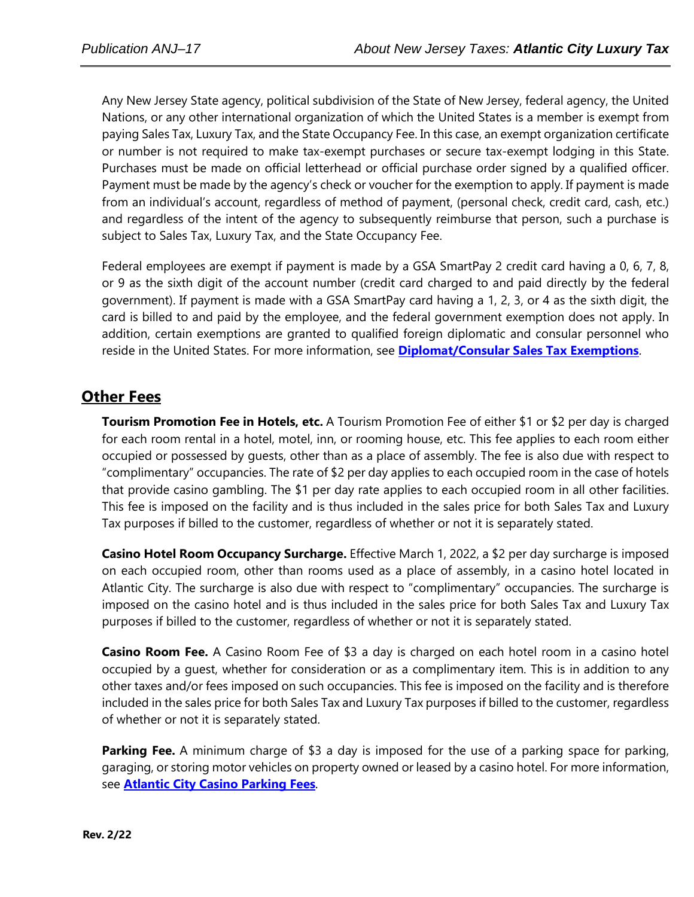Any New Jersey State agency, political subdivision of the State of New Jersey, federal agency, the United Nations, or any other international organization of which the United States is a member is exempt from paying Sales Tax, Luxury Tax, and the State Occupancy Fee. In this case, an exempt organization certificate or number is not required to make tax-exempt purchases or secure tax-exempt lodging in this State. Purchases must be made on official letterhead or official purchase order signed by a qualified officer. Payment must be made by the agency's check or voucher for the exemption to apply. If payment is made from an individual's account, regardless of method of payment, (personal check, credit card, cash, etc.) and regardless of the intent of the agency to subsequently reimburse that person, such a purchase is subject to Sales Tax, Luxury Tax, and the State Occupancy Fee.

Federal employees are exempt if payment is made by a GSA SmartPay 2 credit card having a 0, 6, 7, 8, or 9 as the sixth digit of the account number (credit card charged to and paid directly by the federal government). If payment is made with a GSA SmartPay card having a 1, 2, 3, or 4 as the sixth digit, the card is billed to and paid by the employee, and the federal government exemption does not apply. In addition, certain exemptions are granted to qualified foreign diplomatic and consular personnel who reside in the United States. For more information, see **Diplomat/Consular Sales Tax Exemptions**.

## Other Fees

**Tourism Promotion Fee in Hotels, etc.** A Tourism Promotion Fee of either $1 or $2 per day is charged for each room rental in a hotel, motel, inn, or rooming house, etc. This fee applies to each room either occupied or possessed by guests, other than as a place of assembly. The fee is also due with respect to "complimentary" occupancies. The rate of $2 per day applies to each occupied room in the case of hotels that provide casino gambling. The $1 per day rate applies to each occupied room in all other facilities. This fee is imposed on the facility and is thus included in the sales price for both Sales Tax and Luxury Tax purposes if billed to the customer, regardless of whether or not it is separately stated.

**Casino Hotel Room Occupancy Surcharge.** Effective March 1, 2022, a $2 per day surcharge is imposed on each occupied room, other than rooms used as a place of assembly, in a casino hotel located in Atlantic City. The surcharge is also due with respect to "complimentary" occupancies. The surcharge is imposed on the casino hotel and is thus included in the sales price for both Sales Tax and Luxury Tax purposes if billed to the customer, regardless of whether or not it is separately stated.

**Casino Room Fee.** A Casino Room Fee of $3 a day is charged on each hotel room in a casino hotel occupied by a guest, whether for consideration or as a complimentary item. This is in addition to any other taxes and/or fees imposed on such occupancies. This fee is imposed on the facility and is therefore included in the sales price for both Sales Tax and Luxury Tax purposes if billed to the customer, regardless of whether or not it is separately stated.

**Parking Fee.** A minimum charge of $3 a day is imposed for the use of a parking space for parking, garaging, or storing motor vehicles on property owned or leased by a casino hotel. For more information, see **Atlantic City Casino Parking Fees**.

**Rev. 2/22**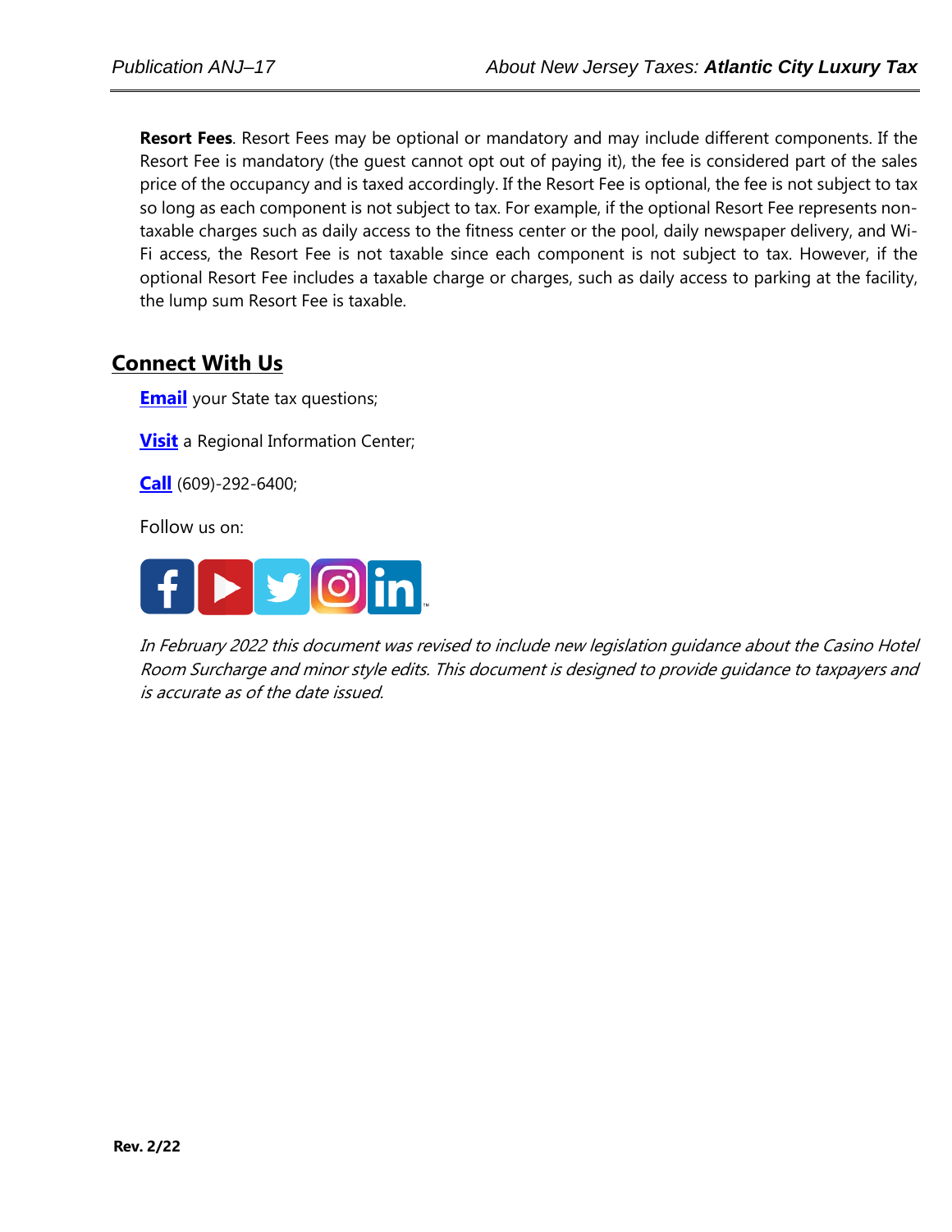**Resort Fees**. Resort Fees may be optional or mandatory and may include different components. If the Resort Fee is mandatory (the guest cannot opt out of paying it), the fee is considered part of the sales price of the occupancy and is taxed accordingly. If the Resort Fee is optional, the fee is not subject to tax so long as each component is not subject to tax. For example, if the optional Resort Fee represents non-taxable charges such as daily access to the fitness center or the pool, daily newspaper delivery, and Wi-Fi access, the Resort Fee is not taxable since each component is not subject to tax. However, if the optional Resort Fee includes a taxable charge or charges, such as daily access to parking at the facility, the lump sum Resort Fee is taxable.

## Connect With Us

**Email** your State tax questions;

**Visit** a Regional Information Center;

**Call** (609)-292-6400;

Follow us on:

*In February 2022 this document was revised to include new legislation guidance about the Casino Hotel Room Surcharge and minor style edits. This document is designed to provide guidance to taxpayers and is accurate as of the date issued.*

**Rev. 2/22**